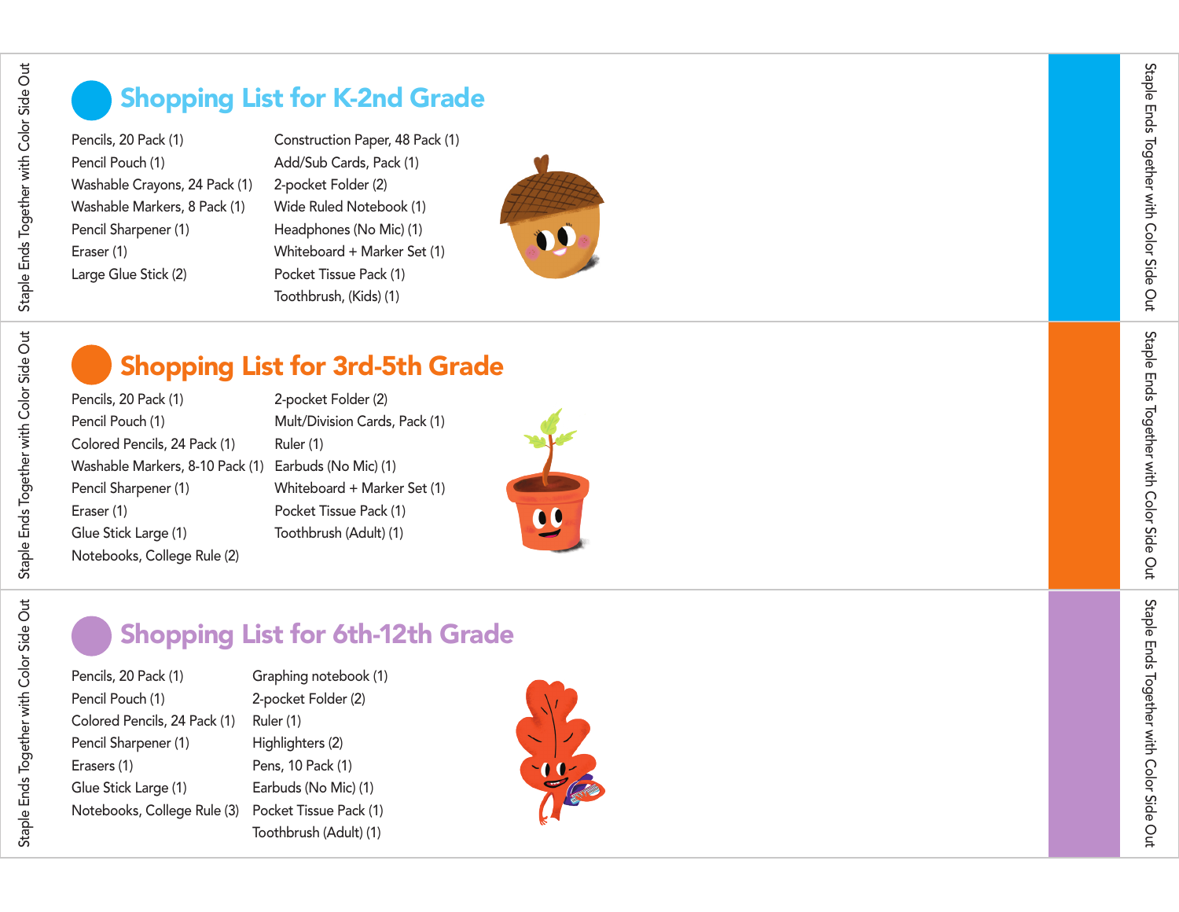Staple Ends Together with Color Side Out

## Shopping List for K-2nd Grade

- Pencils, 20 Pack (1)
- Pencil Pouch (1)
- Washable Crayons, 24 Pack (1)
- Washable Markers, 8 Pack (1)
- Pencil Sharpener (1)
- Eraser (1)
- Large Glue Stick (2)
- Construction Paper, 48 Pack (1)
- Add/Sub Cards, Pack (1)
- 2-pocket Folder (2)
- Wide Ruled Notebook (1)
- Headphones (No Mic) (1)
- Whiteboard + Marker Set (1)
- Pocket Tissue Pack (1)
- Toothbrush, (Kids) (1)

Staple Ends Together with Color Side Out

Staple Ends Together with Color Side Out

## Shopping List for 3rd-5th Grade

- Pencils, 20 Pack (1)
- Pencil Pouch (1)
- Colored Pencils, 24 Pack (1)
- Washable Markers, 8-10 Pack (1)
- Pencil Sharpener (1)
- Eraser (1)
- Glue Stick Large (1)
- Notebooks, College Rule (2)
- 2-pocket Folder (2)
- Mult/Division Cards, Pack (1)
- Ruler (1)
- Earbuds (No Mic) (1)
- Whiteboard + Marker Set (1)
- Pocket Tissue Pack (1)
- Toothbrush (Adult) (1)

Staple Ends Together with Color Side Out

Staple Ends Together with Color Side Out

## Shopping List for 6th-12th Grade

- Pencils, 20 Pack (1)
- Pencil Pouch (1)
- Colored Pencils, 24 Pack (1)
- Pencil Sharpener (1)
- Erasers (1)
- Glue Stick Large (1)
- Notebooks, College Rule (3)
- Graphing notebook (1)
- 2-pocket Folder (2)
- Ruler (1)
- Highlighters (2)
- Pens, 10 Pack (1)
- Earbuds (No Mic) (1)
- Pocket Tissue Pack (1)
- Toothbrush (Adult) (1)

Staple Ends Together with Color Side Out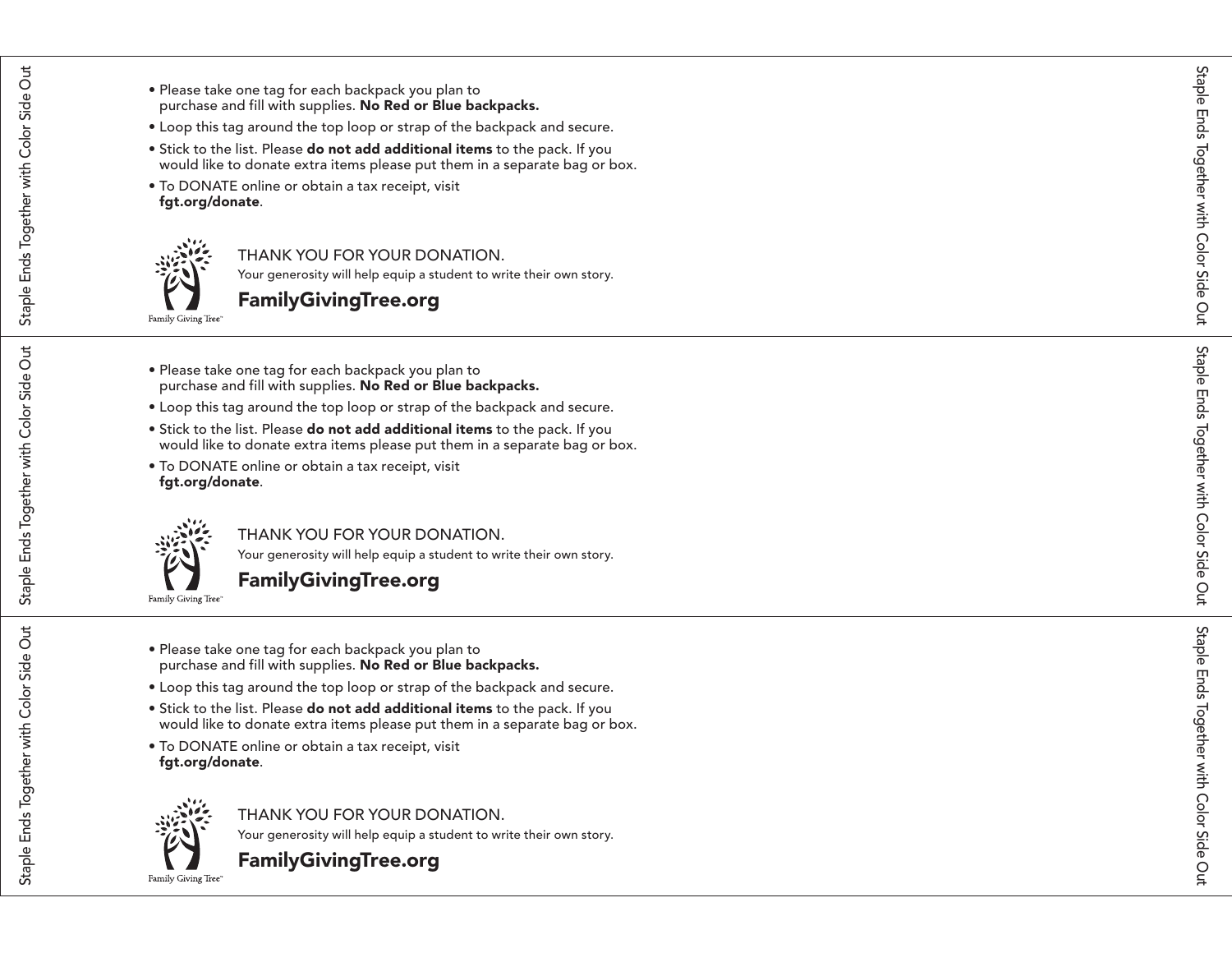Staple Ends Together with Color Side Out

- Please take one tag for each backpack you plan to purchase and fill with supplies. **No Red or Blue backpacks.**
- Loop this tag around the top loop or strap of the backpack and secure.
- Stick to the list. Please **do not add additional items** to the pack. If you would like to donate extra items please put them in a separate bag or box.
- To DONATE online or obtain a tax receipt, visit **fgt.org/donate**.

Family Giving Tree™

THANK YOU FOR YOUR DONATION.

Your generosity will help equip a student to write their own story.

**FamilyGivingTree.org**

Staple Ends Together with Color Side Out

---

Staple Ends Together with Color Side Out

- Please take one tag for each backpack you plan to purchase and fill with supplies. **No Red or Blue backpacks.**
- Loop this tag around the top loop or strap of the backpack and secure.
- Stick to the list. Please **do not add additional items** to the pack. If you would like to donate extra items please put them in a separate bag or box.
- To DONATE online or obtain a tax receipt, visit **fgt.org/donate**.

Family Giving Tree™

THANK YOU FOR YOUR DONATION.

Your generosity will help equip a student to write their own story.

**FamilyGivingTree.org**

Staple Ends Together with Color Side Out

---

Staple Ends Together with Color Side Out

- Please take one tag for each backpack you plan to purchase and fill with supplies. **No Red or Blue backpacks.**
- Loop this tag around the top loop or strap of the backpack and secure.
- Stick to the list. Please **do not add additional items** to the pack. If you would like to donate extra items please put them in a separate bag or box.
- To DONATE online or obtain a tax receipt, visit **fgt.org/donate**.

Family Giving Tree™

THANK YOU FOR YOUR DONATION.

Your generosity will help equip a student to write their own story.

**FamilyGivingTree.org**

Staple Ends Together with Color Side Out